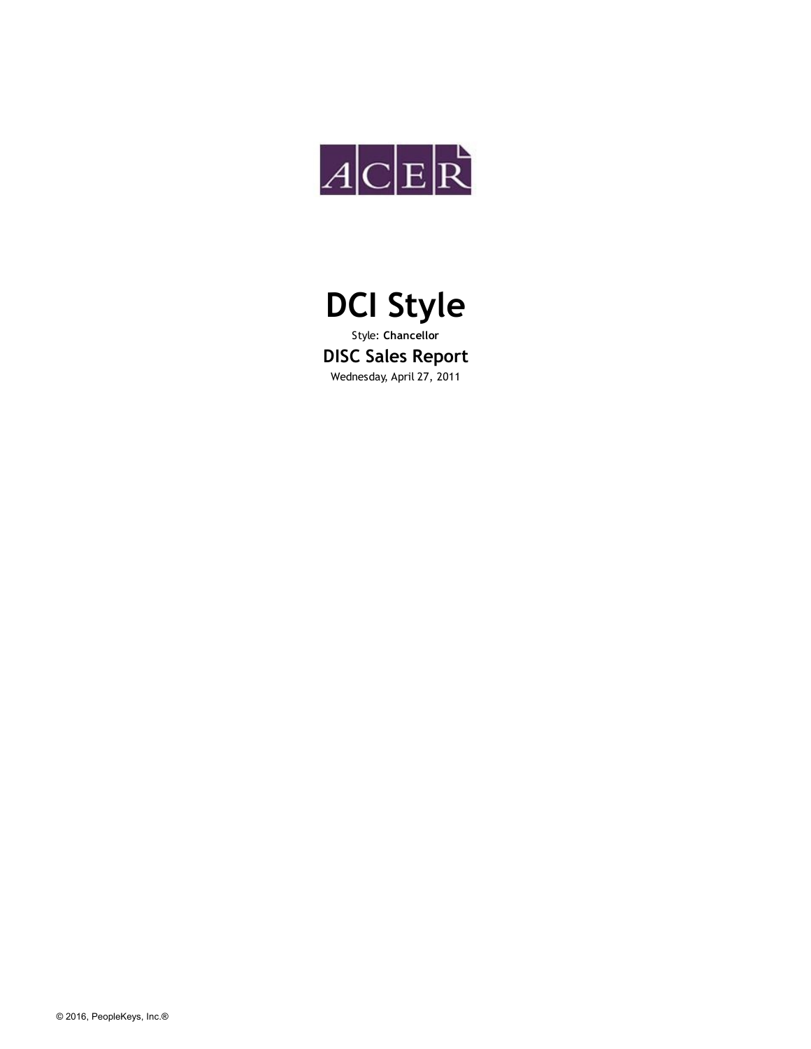ACER

# DCI Style

Style: **Chancellor**

## DISC Sales Report

Wednesday, April 27, 2011

© 2016, PeopleKeys, Inc.®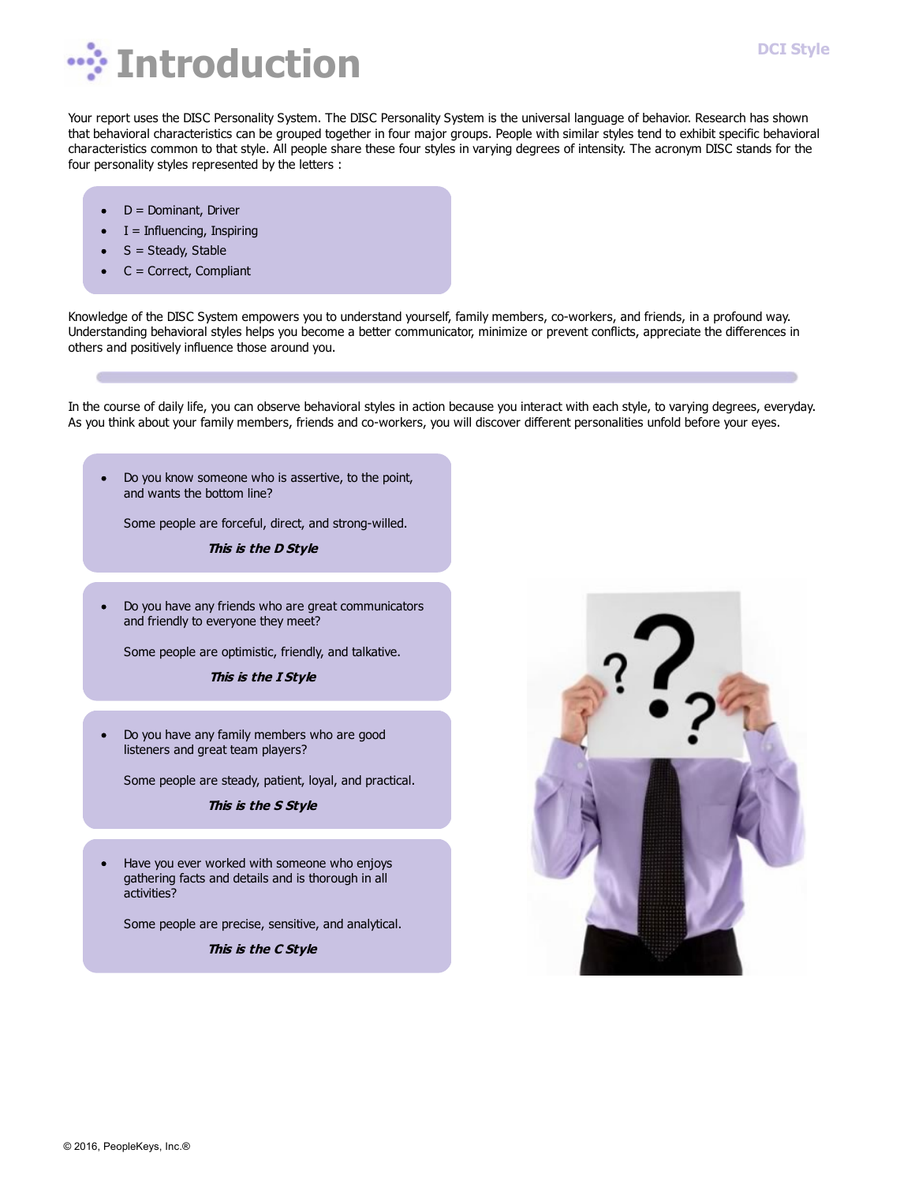# Introduction

Your report uses the DISC Personality System. The DISC Personality System is the universal language of behavior. Research has shown that behavioral characteristics can be grouped together in four major groups. People with similar styles tend to exhibit specific behavioral characteristics common to that style. All people share these four styles in varying degrees of intensity. The acronym DISC stands for the four personality styles represented by the letters :

- D = Dominant, Driver
- I = Influencing, Inspiring
- S = Steady, Stable
- C = Correct, Compliant

Knowledge of the DISC System empowers you to understand yourself, family members, co-workers, and friends, in a profound way. Understanding behavioral styles helps you become a better communicator, minimize or prevent conflicts, appreciate the differences in others and positively influence those around you.

In the course of daily life, you can observe behavioral styles in action because you interact with each style, to varying degrees, everyday. As you think about your family members, friends and co-workers, you will discover different personalities unfold before your eyes.

- Do you know someone who is assertive, to the point, and wants the bottom line?

  Some people are forceful, direct, and strong-willed.

  ***This is the D Style***

- Do you have any friends who are great communicators and friendly to everyone they meet?

  Some people are optimistic, friendly, and talkative.

  ***This is the I Style***

- Do you have any family members who are good listeners and great team players?

  Some people are steady, patient, loyal, and practical.

  ***This is the S Style***

- Have you ever worked with someone who enjoys gathering facts and details and is thorough in all activities?

  Some people are precise, sensitive, and analytical.

  ***This is the C Style***

© 2016, PeopleKeys, Inc.®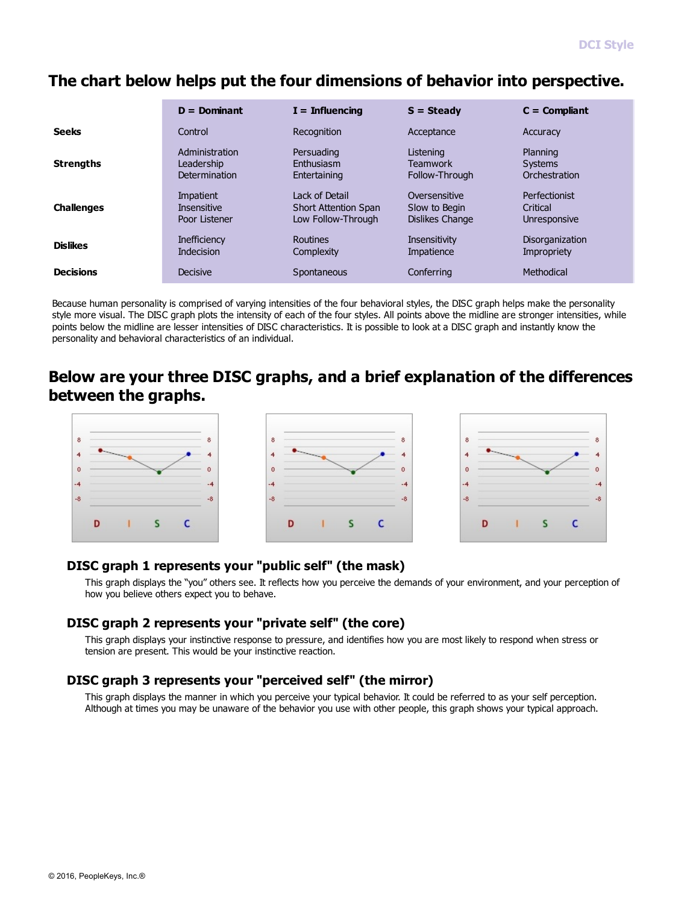## The chart below helps put the four dimensions of behavior into perspective.

| | D = Dominant | I = Influencing | S = Steady | C = Compliant |
|---|---|---|---|---|
| **Seeks** | Control | Recognition | Acceptance | Accuracy |
| **Strengths** | Administration<br>Leadership<br>Determination | Persuading<br>Enthusiasm<br>Entertaining | Listening<br>Teamwork<br>Follow-Through | Planning<br>Systems<br>Orchestration |
| **Challenges** | Impatient<br>Insensitive<br>Poor Listener | Lack of Detail<br>Short Attention Span<br>Low Follow-Through | Oversensitive<br>Slow to Begin<br>Dislikes Change | Perfectionist<br>Critical<br>Unresponsive |
| **Dislikes** | Inefficiency<br>Indecision | Routines<br>Complexity | Insensitivity<br>Impatience | Disorganization<br>Impropriety |
| **Decisions** | Decisive | Spontaneous | Conferring | Methodical |

Because human personality is comprised of varying intensities of the four behavioral styles, the DISC graph helps make the personality style more visual. The DISC graph plots the intensity of each of the four styles. All points above the midline are stronger intensities, while points below the midline are lesser intensities of DISC characteristics. It is possible to look at a DISC graph and instantly know the personality and behavioral characteristics of an individual.

## Below are your three DISC graphs, and a brief explanation of the differences between the graphs.

### DISC graph 1 represents your "public self" (the mask)

This graph displays the "you" others see. It reflects how you perceive the demands of your environment, and your perception of how you believe others expect you to behave.

### DISC graph 2 represents your "private self" (the core)

This graph displays your instinctive response to pressure, and identifies how you are most likely to respond when stress or tension are present. This would be your instinctive reaction.

### DISC graph 3 represents your "perceived self" (the mirror)

This graph displays the manner in which you perceive your typical behavior. It could be referred to as your self perception. Although at times you may be unaware of the behavior you use with other people, this graph shows your typical approach.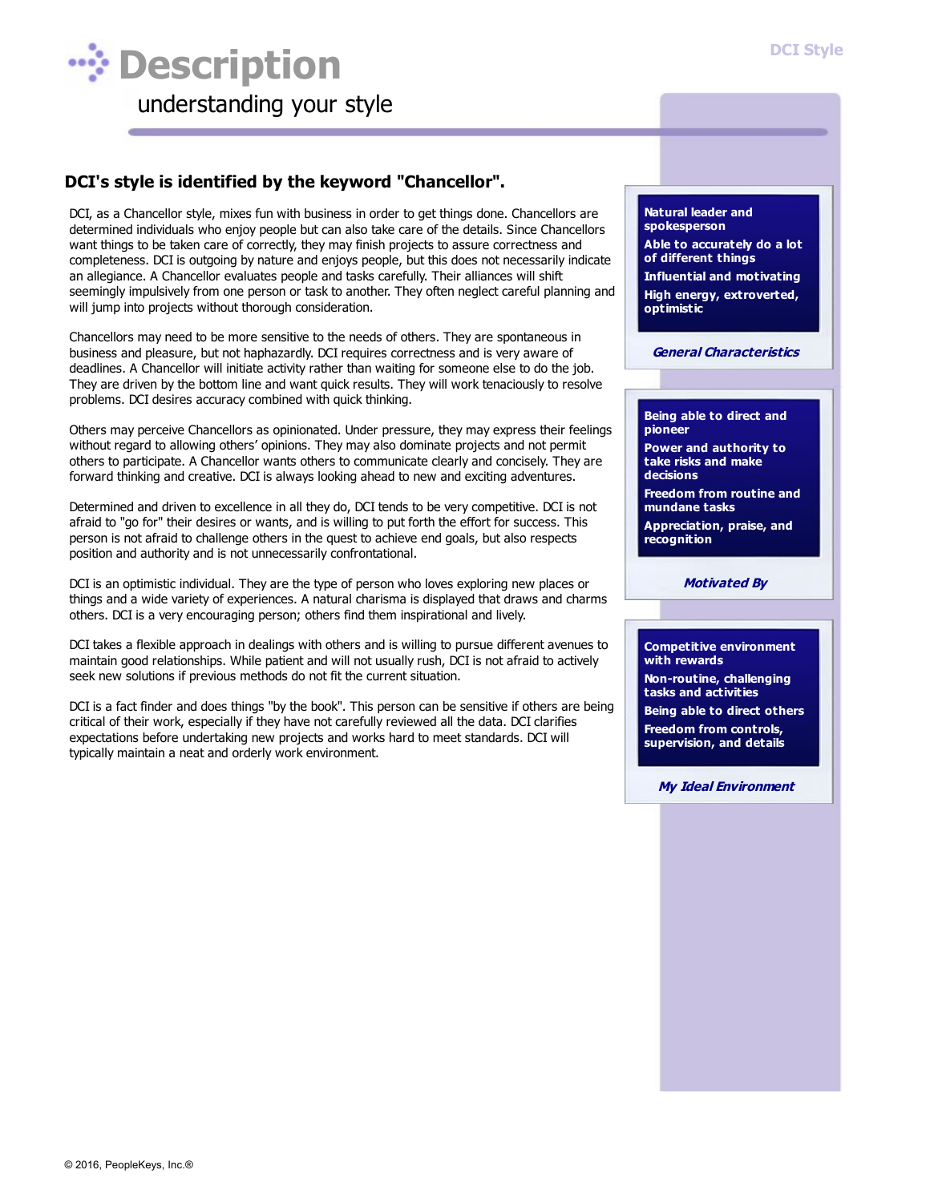# Description

understanding your style

## DCI's style is identified by the keyword "Chancellor".

DCI, as a Chancellor style, mixes fun with business in order to get things done. Chancellors are determined individuals who enjoy people but can also take care of the details. Since Chancellors want things to be taken care of correctly, they may finish projects to assure correctness and completeness. DCI is outgoing by nature and enjoys people, but this does not necessarily indicate an allegiance. A Chancellor evaluates people and tasks carefully. Their alliances will shift seemingly impulsively from one person or task to another. They often neglect careful planning and will jump into projects without thorough consideration.

Chancellors may need to be more sensitive to the needs of others. They are spontaneous in business and pleasure, but not haphazardly. DCI requires correctness and is very aware of deadlines. A Chancellor will initiate activity rather than waiting for someone else to do the job. They are driven by the bottom line and want quick results. They will work tenaciously to resolve problems. DCI desires accuracy combined with quick thinking.

Others may perceive Chancellors as opinionated. Under pressure, they may express their feelings without regard to allowing others' opinions. They may also dominate projects and not permit others to participate. A Chancellor wants others to communicate clearly and concisely. They are forward thinking and creative. DCI is always looking ahead to new and exciting adventures.

Determined and driven to excellence in all they do, DCI tends to be very competitive. DCI is not afraid to "go for" their desires or wants, and is willing to put forth the effort for success. This person is not afraid to challenge others in the quest to achieve end goals, but also respects position and authority and is not unnecessarily confrontational.

DCI is an optimistic individual. They are the type of person who loves exploring new places or things and a wide variety of experiences. A natural charisma is displayed that draws and charms others. DCI is a very encouraging person; others find them inspirational and lively.

DCI takes a flexible approach in dealings with others and is willing to pursue different avenues to maintain good relationships. While patient and will not usually rush, DCI is not afraid to actively seek new solutions if previous methods do not fit the current situation.

DCI is a fact finder and does things "by the book". This person can be sensitive if others are being critical of their work, especially if they have not carefully reviewed all the data. DCI clarifies expectations before undertaking new projects and works hard to meet standards. DCI will typically maintain a neat and orderly work environment.

### *General Characteristics*

- **Natural leader and spokesperson**
- **Able to accurately do a lot of different things**
- **Influential and motivating**
- **High energy, extroverted, optimistic**

### *Motivated By*

- **Being able to direct and pioneer**
- **Power and authority to take risks and make decisions**
- **Freedom from routine and mundane tasks**
- **Appreciation, praise, and recognition**

### *My Ideal Environment*

- **Competitive environment with rewards**
- **Non-routine, challenging tasks and activities**
- **Being able to direct others**
- **Freedom from controls, supervision, and details**

© 2016, PeopleKeys, Inc.®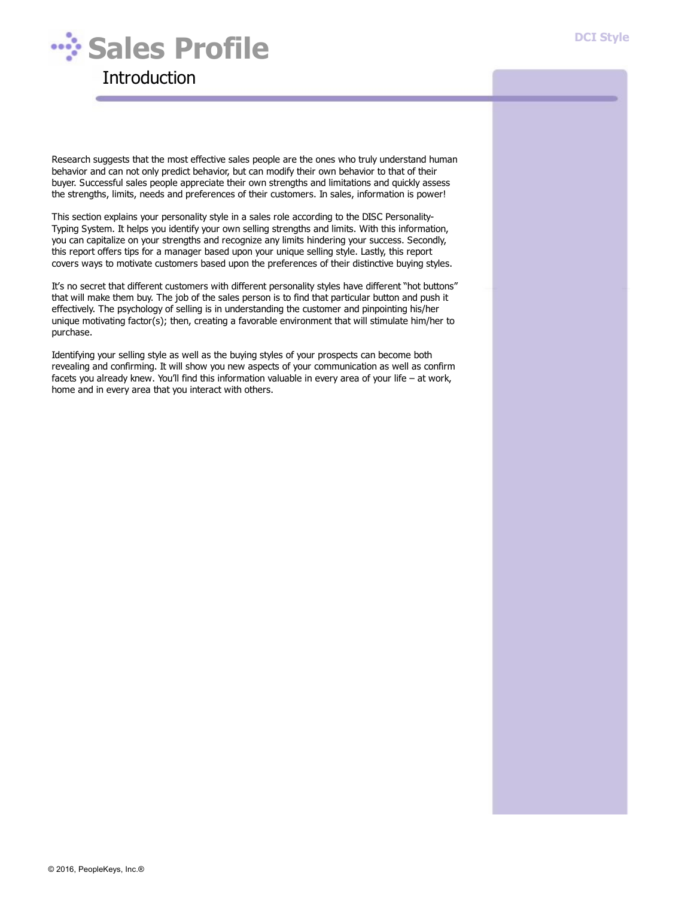# Sales Profile

## Introduction

Research suggests that the most effective sales people are the ones who truly understand human behavior and can not only predict behavior, but can modify their own behavior to that of their buyer. Successful sales people appreciate their own strengths and limitations and quickly assess the strengths, limits, needs and preferences of their customers. In sales, information is power!

This section explains your personality style in a sales role according to the DISC Personality-Typing System. It helps you identify your own selling strengths and limits. With this information, you can capitalize on your strengths and recognize any limits hindering your success. Secondly, this report offers tips for a manager based upon your unique selling style. Lastly, this report covers ways to motivate customers based upon the preferences of their distinctive buying styles.

It's no secret that different customers with different personality styles have different "hot buttons" that will make them buy. The job of the sales person is to find that particular button and push it effectively. The psychology of selling is in understanding the customer and pinpointing his/her unique motivating factor(s); then, creating a favorable environment that will stimulate him/her to purchase.

Identifying your selling style as well as the buying styles of your prospects can become both revealing and confirming. It will show you new aspects of your communication as well as confirm facets you already knew. You'll find this information valuable in every area of your life – at work, home and in every area that you interact with others.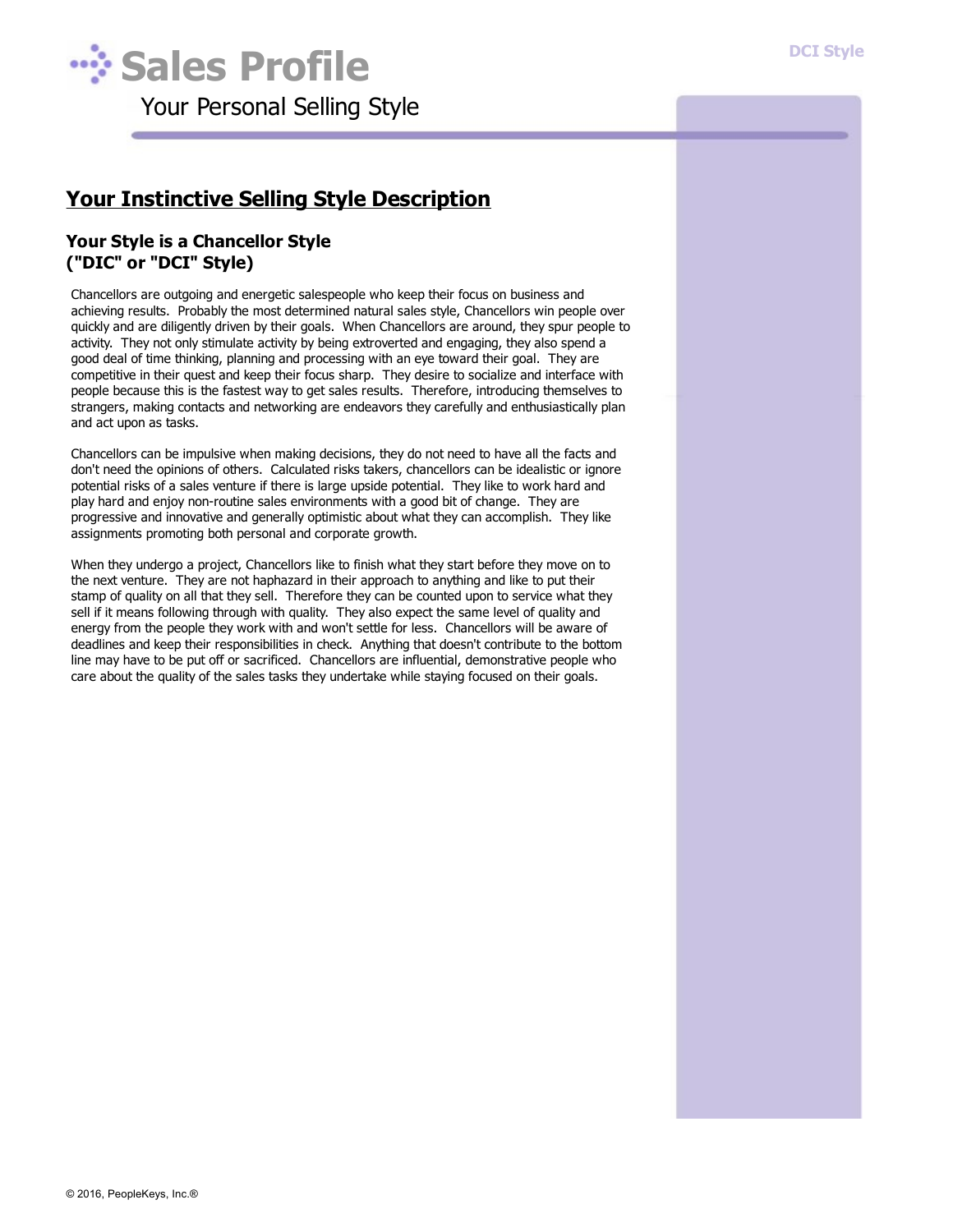# Sales Profile

Your Personal Selling Style

## Your Instinctive Selling Style Description

### Your Style is a Chancellor Style ("DIC" or "DCI" Style)

Chancellors are outgoing and energetic salespeople who keep their focus on business and achieving results. Probably the most determined natural sales style, Chancellors win people over quickly and are diligently driven by their goals. When Chancellors are around, they spur people to activity. They not only stimulate activity by being extroverted and engaging, they also spend a good deal of time thinking, planning and processing with an eye toward their goal. They are competitive in their quest and keep their focus sharp. They desire to socialize and interface with people because this is the fastest way to get sales results. Therefore, introducing themselves to strangers, making contacts and networking are endeavors they carefully and enthusiastically plan and act upon as tasks.

Chancellors can be impulsive when making decisions, they do not need to have all the facts and don't need the opinions of others. Calculated risks takers, chancellors can be idealistic or ignore potential risks of a sales venture if there is large upside potential. They like to work hard and play hard and enjoy non-routine sales environments with a good bit of change. They are progressive and innovative and generally optimistic about what they can accomplish. They like assignments promoting both personal and corporate growth.

When they undergo a project, Chancellors like to finish what they start before they move on to the next venture. They are not haphazard in their approach to anything and like to put their stamp of quality on all that they sell. Therefore they can be counted upon to service what they sell if it means following through with quality. They also expect the same level of quality and energy from the people they work with and won't settle for less. Chancellors will be aware of deadlines and keep their responsibilities in check. Anything that doesn't contribute to the bottom line may have to be put off or sacrificed. Chancellors are influential, demonstrative people who care about the quality of the sales tasks they undertake while staying focused on their goals.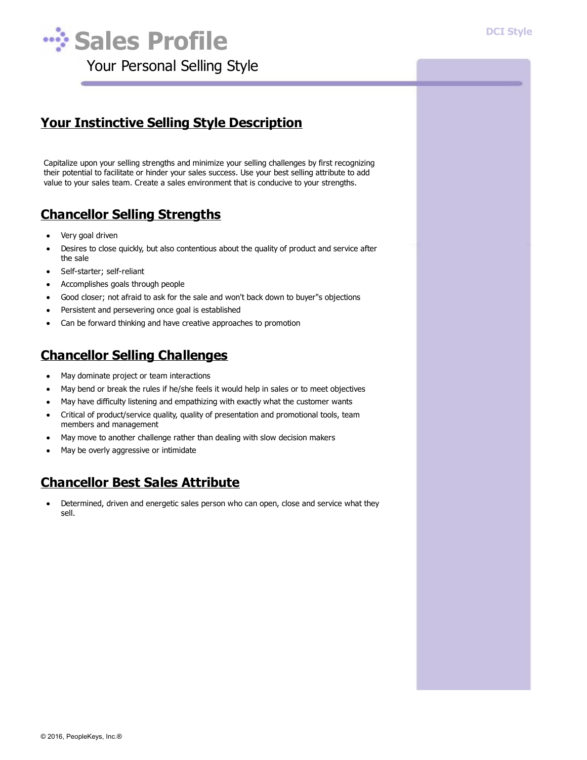# Sales Profile

Your Personal Selling Style

## Your Instinctive Selling Style Description

Capitalize upon your selling strengths and minimize your selling challenges by first recognizing their potential to facilitate or hinder your sales success. Use your best selling attribute to add value to your sales team. Create a sales environment that is conducive to your strengths.

## Chancellor Selling Strengths

- Very goal driven
- Desires to close quickly, but also contentious about the quality of product and service after the sale
- Self-starter; self-reliant
- Accomplishes goals through people
- Good closer; not afraid to ask for the sale and won't back down to buyer"s objections
- Persistent and persevering once goal is established
- Can be forward thinking and have creative approaches to promotion

## Chancellor Selling Challenges

- May dominate project or team interactions
- May bend or break the rules if he/she feels it would help in sales or to meet objectives
- May have difficulty listening and empathizing with exactly what the customer wants
- Critical of product/service quality, quality of presentation and promotional tools, team members and management
- May move to another challenge rather than dealing with slow decision makers
- May be overly aggressive or intimidate

## Chancellor Best Sales Attribute

- Determined, driven and energetic sales person who can open, close and service what they sell.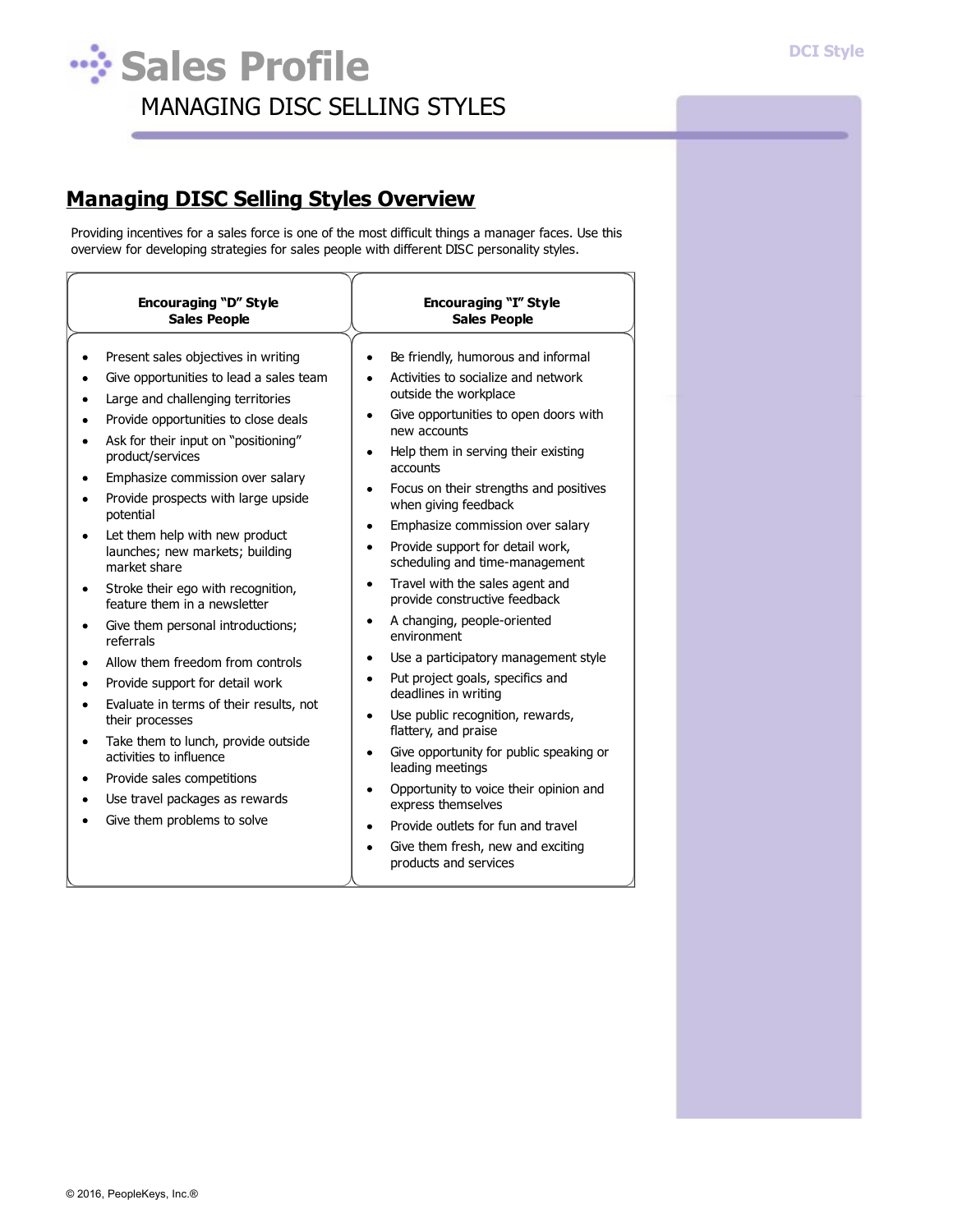# Sales Profile

## MANAGING DISC SELLING STYLES

### Managing DISC Selling Styles Overview

Providing incentives for a sales force is one of the most difficult things a manager faces. Use this overview for developing strategies for sales people with different DISC personality styles.

| Encouraging "D" Style Sales People | Encouraging "I" Style Sales People |
|---|---|
| • Present sales objectives in writing<br>• Give opportunities to lead a sales team<br>• Large and challenging territories<br>• Provide opportunities to close deals<br>• Ask for their input on "positioning" product/services<br>• Emphasize commission over salary<br>• Provide prospects with large upside potential<br>• Let them help with new product launches; new markets; building market share<br>• Stroke their ego with recognition, feature them in a newsletter<br>• Give them personal introductions; referrals<br>• Allow them freedom from controls<br>• Provide support for detail work<br>• Evaluate in terms of their results, not their processes<br>• Take them to lunch, provide outside activities to influence<br>• Provide sales competitions<br>• Use travel packages as rewards<br>• Give them problems to solve | • Be friendly, humorous and informal<br>• Activities to socialize and network outside the workplace<br>• Give opportunities to open doors with new accounts<br>• Help them in serving their existing accounts<br>• Focus on their strengths and positives when giving feedback<br>• Emphasize commission over salary<br>• Provide support for detail work, scheduling and time-management<br>• Travel with the sales agent and provide constructive feedback<br>• A changing, people-oriented environment<br>• Use a participatory management style<br>• Put project goals, specifics and deadlines in writing<br>• Use public recognition, rewards, flattery, and praise<br>• Give opportunity for public speaking or leading meetings<br>• Opportunity to voice their opinion and express themselves<br>• Provide outlets for fun and travel<br>• Give them fresh, new and exciting products and services |

© 2016, PeopleKeys, Inc.®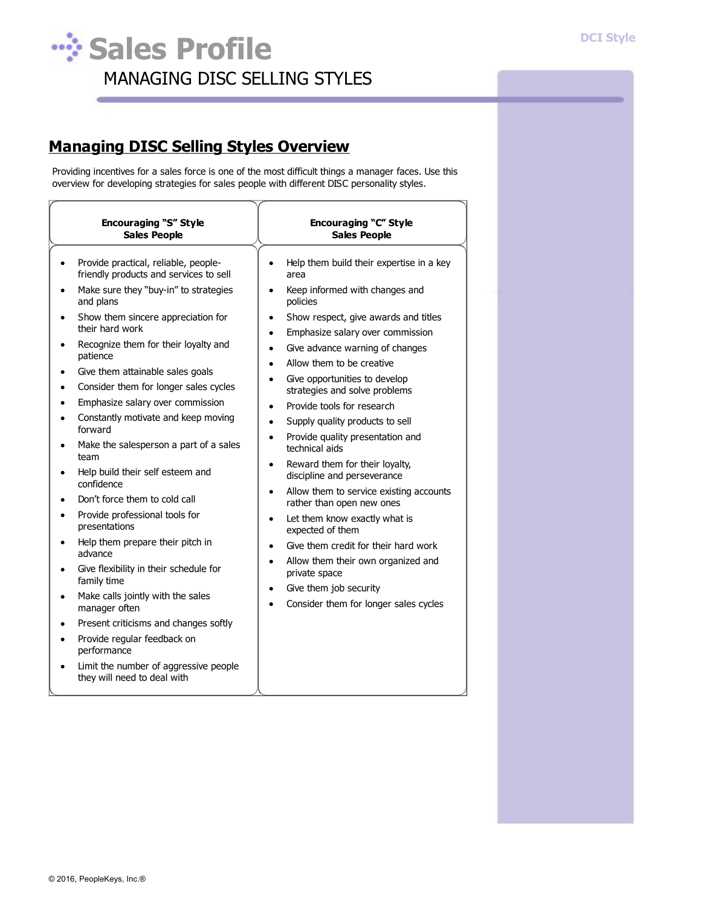# Sales Profile

## MANAGING DISC SELLING STYLES

### Managing DISC Selling Styles Overview

Providing incentives for a sales force is one of the most difficult things a manager faces. Use this overview for developing strategies for sales people with different DISC personality styles.

| Encouraging "S" Style Sales People | Encouraging "C" Style Sales People |
|---|---|
| • Provide practical, reliable, people-friendly products and services to sell<br>• Make sure they "buy-in" to strategies and plans<br>• Show them sincere appreciation for their hard work<br>• Recognize them for their loyalty and patience<br>• Give them attainable sales goals<br>• Consider them for longer sales cycles<br>• Emphasize salary over commission<br>• Constantly motivate and keep moving forward<br>• Make the salesperson a part of a sales team<br>• Help build their self esteem and confidence<br>• Don't force them to cold call<br>• Provide professional tools for presentations<br>• Help them prepare their pitch in advance<br>• Give flexibility in their schedule for family time<br>• Make calls jointly with the sales manager often<br>• Present criticisms and changes softly<br>• Provide regular feedback on performance<br>• Limit the number of aggressive people they will need to deal with | • Help them build their expertise in a key area<br>• Keep informed with changes and policies<br>• Show respect, give awards and titles<br>• Emphasize salary over commission<br>• Give advance warning of changes<br>• Allow them to be creative<br>• Give opportunities to develop strategies and solve problems<br>• Provide tools for research<br>• Supply quality products to sell<br>• Provide quality presentation and technical aids<br>• Reward them for their loyalty, discipline and perseverance<br>• Allow them to service existing accounts rather than open new ones<br>• Let them know exactly what is expected of them<br>• Give them credit for their hard work<br>• Allow them their own organized and private space<br>• Give them job security<br>• Consider them for longer sales cycles |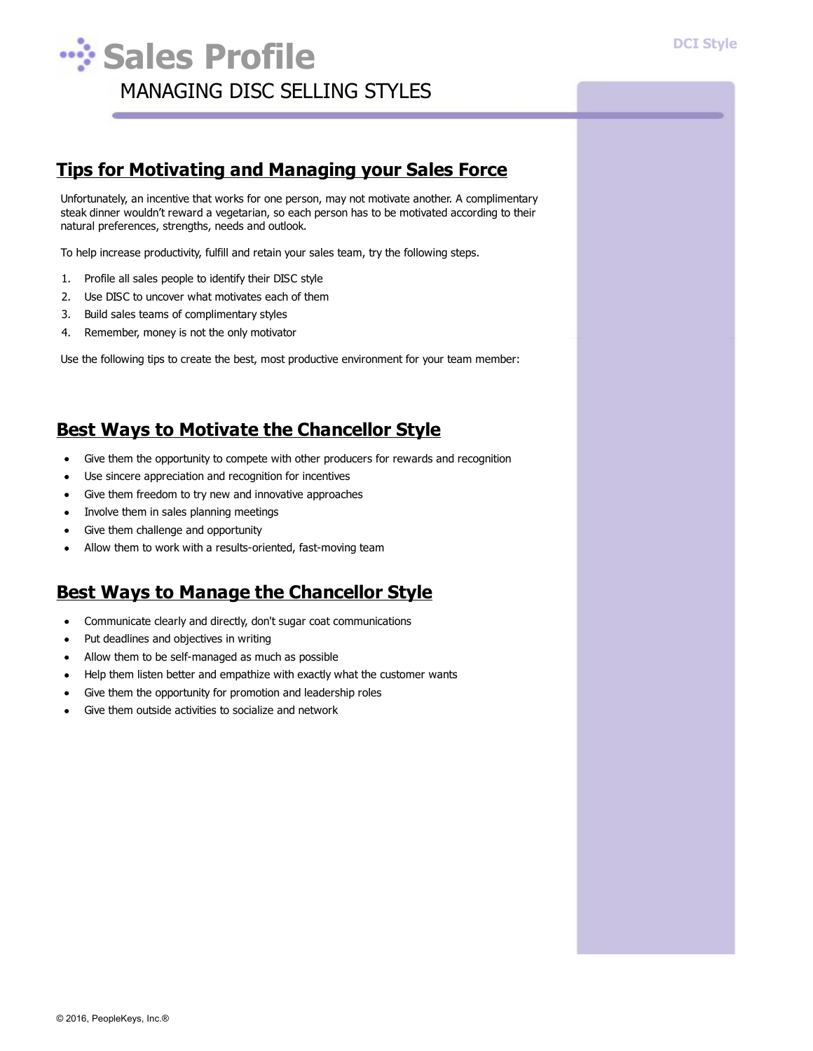# Sales Profile

MANAGING DISC SELLING STYLES

## Tips for Motivating and Managing your Sales Force

Unfortunately, an incentive that works for one person, may not motivate another. A complimentary steak dinner wouldn't reward a vegetarian, so each person has to be motivated according to their natural preferences, strengths, needs and outlook.

To help increase productivity, fulfill and retain your sales team, try the following steps.

1. Profile all sales people to identify their DISC style
2. Use DISC to uncover what motivates each of them
3. Build sales teams of complimentary styles
4. Remember, money is not the only motivator

Use the following tips to create the best, most productive environment for your team member:

## Best Ways to Motivate the Chancellor Style

- Give them the opportunity to compete with other producers for rewards and recognition
- Use sincere appreciation and recognition for incentives
- Give them freedom to try new and innovative approaches
- Involve them in sales planning meetings
- Give them challenge and opportunity
- Allow them to work with a results-oriented, fast-moving team

## Best Ways to Manage the Chancellor Style

- Communicate clearly and directly, don't sugar coat communications
- Put deadlines and objectives in writing
- Allow them to be self-managed as much as possible
- Help them listen better and empathize with exactly what the customer wants
- Give them the opportunity for promotion and leadership roles
- Give them outside activities to socialize and network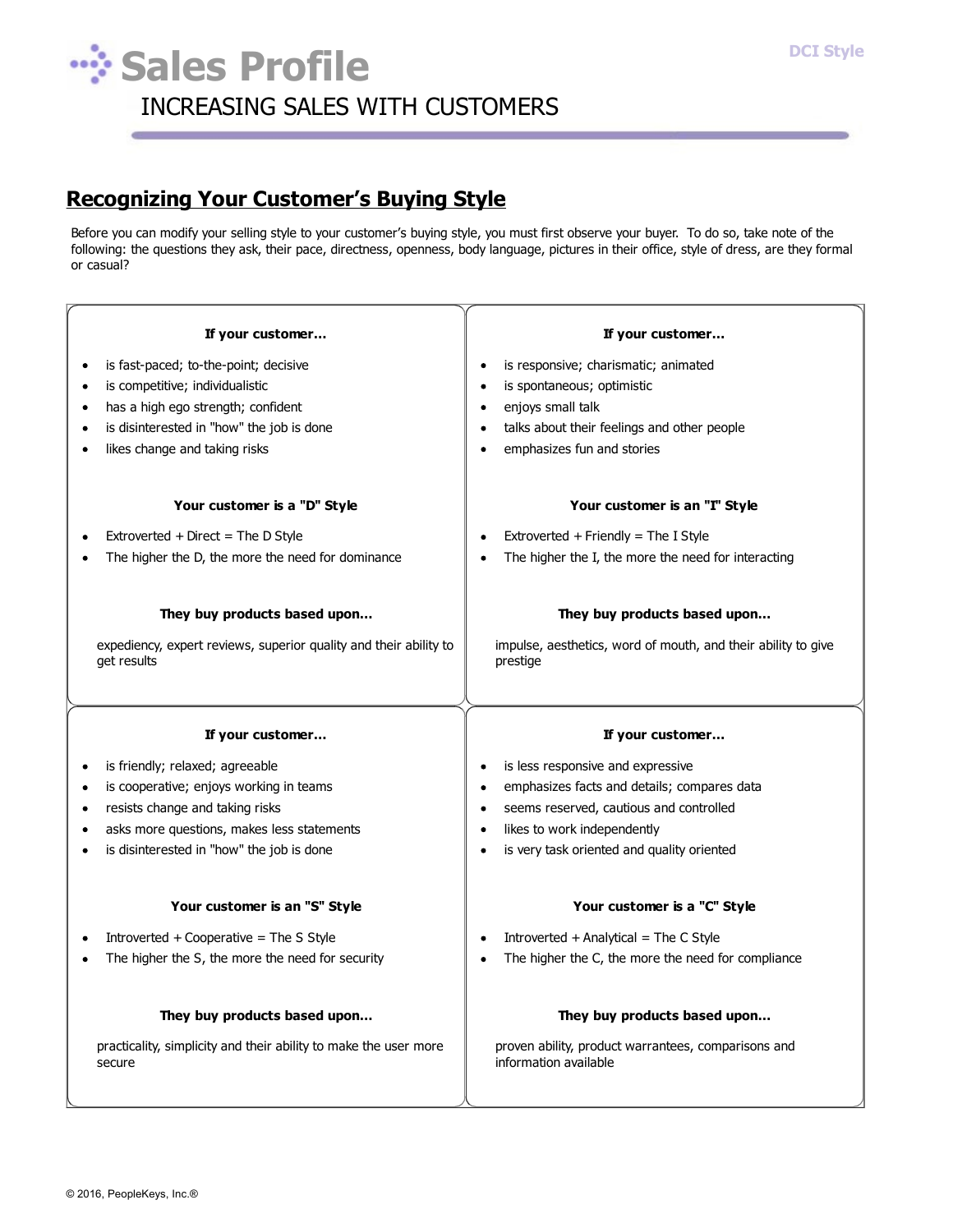# Sales Profile

INCREASING SALES WITH CUSTOMERS

DCI Style

## Recognizing Your Customer's Buying Style

Before you can modify your selling style to your customer's buying style, you must first observe your buyer. To do so, take note of the following: the questions they ask, their pace, directness, openness, body language, pictures in their office, style of dress, are they formal or casual?

### D Style

**If your customer...**

- is fast-paced; to-the-point; decisive
- is competitive; individualistic
- has a high ego strength; confident
- is disinterested in "how" the job is done
- likes change and taking risks

**Your customer is a "D" Style**

- Extroverted + Direct = The D Style
- The higher the D, the more the need for dominance

**They buy products based upon...**

expediency, expert reviews, superior quality and their ability to get results

### I Style

**If your customer...**

- is responsive; charismatic; animated
- is spontaneous; optimistic
- enjoys small talk
- talks about their feelings and other people
- emphasizes fun and stories

**Your customer is an "I" Style**

- Extroverted + Friendly = The I Style
- The higher the I, the more the need for interacting

**They buy products based upon...**

impulse, aesthetics, word of mouth, and their ability to give prestige

### S Style

**If your customer...**

- is friendly; relaxed; agreeable
- is cooperative; enjoys working in teams
- resists change and taking risks
- asks more questions, makes less statements
- is disinterested in "how" the job is done

**Your customer is an "S" Style**

- Introverted + Cooperative = The S Style
- The higher the S, the more the need for security

**They buy products based upon...**

practicality, simplicity and their ability to make the user more secure

### C Style

**If your customer...**

- is less responsive and expressive
- emphasizes facts and details; compares data
- seems reserved, cautious and controlled
- likes to work independently
- is very task oriented and quality oriented

**Your customer is a "C" Style**

- Introverted + Analytical = The C Style
- The higher the C, the more the need for compliance

**They buy products based upon...**

proven ability, product warrantees, comparisons and information available

© 2016, PeopleKeys, Inc.®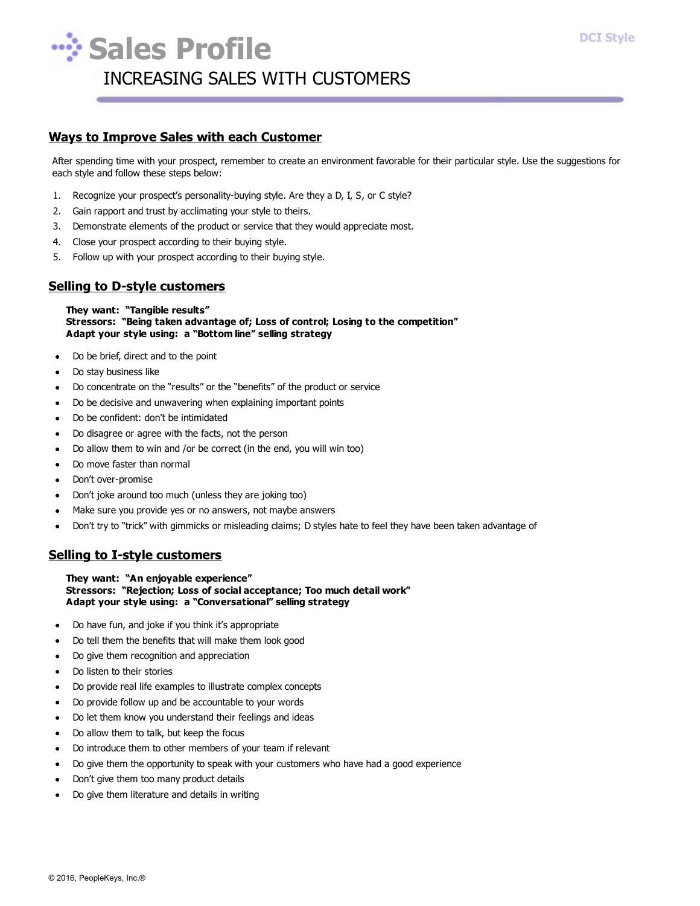# Sales Profile

## INCREASING SALES WITH CUSTOMERS

### Ways to Improve Sales with each Customer

After spending time with your prospect, remember to create an environment favorable for their particular style. Use the suggestions for each style and follow these steps below:

1. Recognize your prospect's personality-buying style. Are they a D, I, S, or C style?
2. Gain rapport and trust by acclimating your style to theirs.
3. Demonstrate elements of the product or service that they would appreciate most.
4. Close your prospect according to their buying style.
5. Follow up with your prospect according to their buying style.

### Selling to D-style customers

**They want: "Tangible results"**
**Stressors: "Being taken advantage of; Loss of control; Losing to the competition"**
**Adapt your style using: a "Bottom line" selling strategy**

- Do be brief, direct and to the point
- Do stay business like
- Do concentrate on the "results" or the "benefits" of the product or service
- Do be decisive and unwavering when explaining important points
- Do be confident: don't be intimidated
- Do disagree or agree with the facts, not the person
- Do allow them to win and /or be correct (in the end, you will win too)
- Do move faster than normal
- Don't over-promise
- Don't joke around too much (unless they are joking too)
- Make sure you provide yes or no answers, not maybe answers
- Don't try to "trick" with gimmicks or misleading claims; D styles hate to feel they have been taken advantage of

### Selling to I-style customers

**They want: "An enjoyable experience"**
**Stressors: "Rejection; Loss of social acceptance; Too much detail work"**
**Adapt your style using: a "Conversational" selling strategy**

- Do have fun, and joke if you think it's appropriate
- Do tell them the benefits that will make them look good
- Do give them recognition and appreciation
- Do listen to their stories
- Do provide real life examples to illustrate complex concepts
- Do provide follow up and be accountable to your words
- Do let them know you understand their feelings and ideas
- Do allow them to talk, but keep the focus
- Do introduce them to other members of your team if relevant
- Do give them the opportunity to speak with your customers who have had a good experience
- Don't give them too many product details
- Do give them literature and details in writing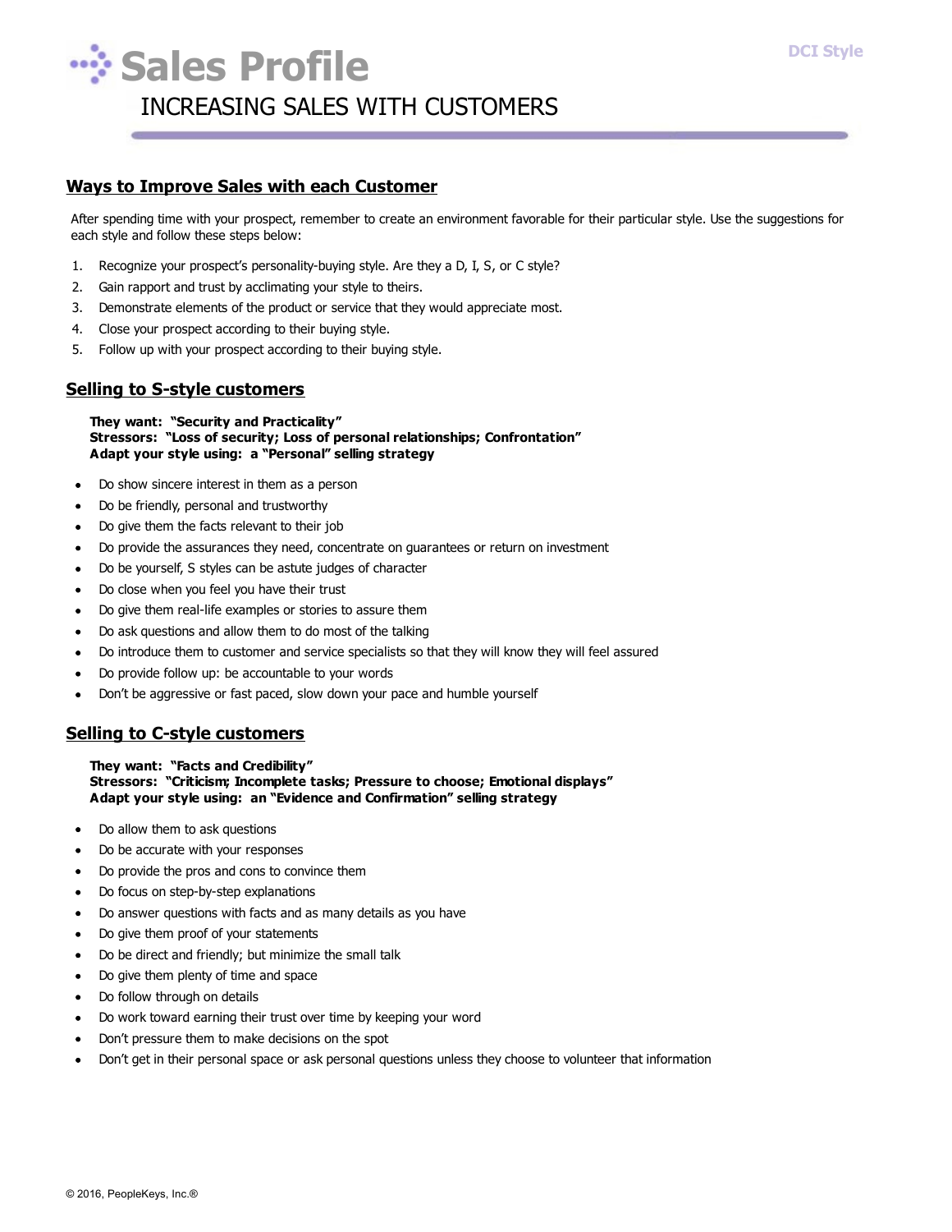# Sales Profile

## INCREASING SALES WITH CUSTOMERS

### Ways to Improve Sales with each Customer

After spending time with your prospect, remember to create an environment favorable for their particular style. Use the suggestions for each style and follow these steps below:

1. Recognize your prospect's personality-buying style. Are they a D, I, S, or C style?
2. Gain rapport and trust by acclimating your style to theirs.
3. Demonstrate elements of the product or service that they would appreciate most.
4. Close your prospect according to their buying style.
5. Follow up with your prospect according to their buying style.

### Selling to S-style customers

**They want: "Security and Practicality"**
**Stressors: "Loss of security; Loss of personal relationships; Confrontation"**
**Adapt your style using: a "Personal" selling strategy**

- Do show sincere interest in them as a person
- Do be friendly, personal and trustworthy
- Do give them the facts relevant to their job
- Do provide the assurances they need, concentrate on guarantees or return on investment
- Do be yourself, S styles can be astute judges of character
- Do close when you feel you have their trust
- Do give them real-life examples or stories to assure them
- Do ask questions and allow them to do most of the talking
- Do introduce them to customer and service specialists so that they will know they will feel assured
- Do provide follow up: be accountable to your words
- Don't be aggressive or fast paced, slow down your pace and humble yourself

### Selling to C-style customers

**They want: "Facts and Credibility"**
**Stressors: "Criticism; Incomplete tasks; Pressure to choose; Emotional displays"**
**Adapt your style using: an "Evidence and Confirmation" selling strategy**

- Do allow them to ask questions
- Do be accurate with your responses
- Do provide the pros and cons to convince them
- Do focus on step-by-step explanations
- Do answer questions with facts and as many details as you have
- Do give them proof of your statements
- Do be direct and friendly; but minimize the small talk
- Do give them plenty of time and space
- Do follow through on details
- Do work toward earning their trust over time by keeping your word
- Don't pressure them to make decisions on the spot
- Don't get in their personal space or ask personal questions unless they choose to volunteer that information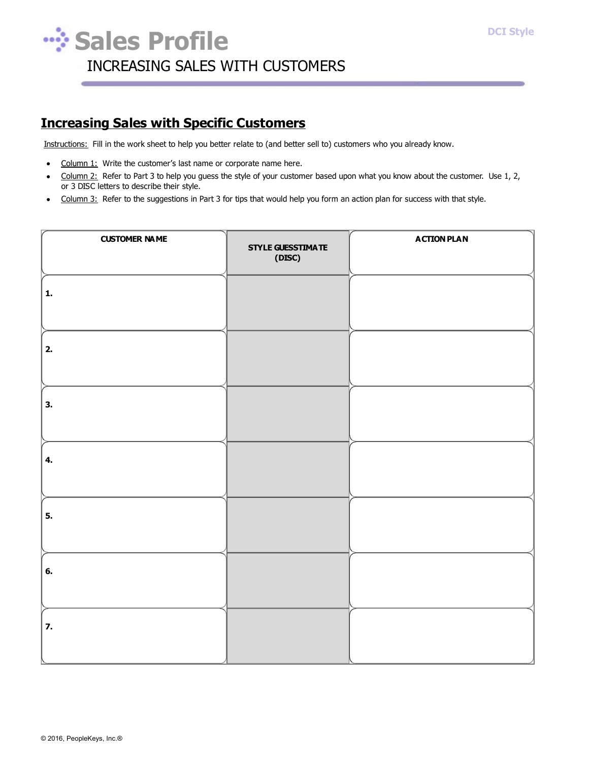# Sales Profile

INCREASING SALES WITH CUSTOMERS

## Increasing Sales with Specific Customers

Instructions: Fill in the work sheet to help you better relate to (and better sell to) customers who you already know.

- Column 1: Write the customer's last name or corporate name here.
- Column 2: Refer to Part 3 to help you guess the style of your customer based upon what you know about the customer. Use 1, 2, or 3 DISC letters to describe their style.
- Column 3: Refer to the suggestions in Part 3 for tips that would help you form an action plan for success with that style.

| CUSTOMER NAME | STYLE GUESSTIMATE (DISC) | ACTION PLAN |
|---|---|---|
| 1. | | |
| 2. | | |
| 3. | | |
| 4. | | |
| 5. | | |
| 6. | | |
| 7. | | |

© 2016, PeopleKeys, Inc.®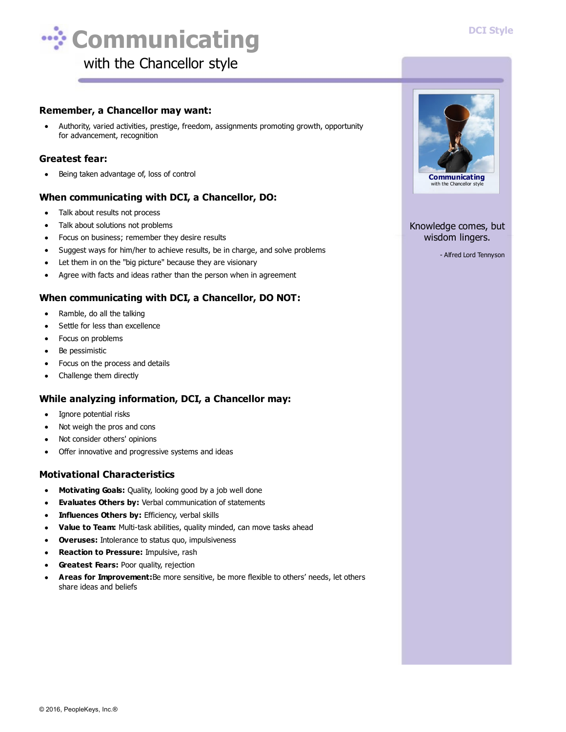# Communicating

with the Chancellor style

DCI Style

## Remember, a Chancellor may want:

- Authority, varied activities, prestige, freedom, assignments promoting growth, opportunity for advancement, recognition

## Greatest fear:

- Being taken advantage of, loss of control

## When communicating with DCI, a Chancellor, DO:

- Talk about results not process
- Talk about solutions not problems
- Focus on business; remember they desire results
- Suggest ways for him/her to achieve results, be in charge, and solve problems
- Let them in on the "big picture" because they are visionary
- Agree with facts and ideas rather than the person when in agreement

## When communicating with DCI, a Chancellor, DO NOT:

- Ramble, do all the talking
- Settle for less than excellence
- Focus on problems
- Be pessimistic
- Focus on the process and details
- Challenge them directly

## While analyzing information, DCI, a Chancellor may:

- Ignore potential risks
- Not weigh the pros and cons
- Not consider others' opinions
- Offer innovative and progressive systems and ideas

## Motivational Characteristics

- **Motivating Goals:** Quality, looking good by a job well done
- **Evaluates Others by:** Verbal communication of statements
- **Influences Others by:** Efficiency, verbal skills
- **Value to Team:** Multi-task abilities, quality minded, can move tasks ahead
- **Overuses:** Intolerance to status quo, impulsiveness
- **Reaction to Pressure:** Impulsive, rash
- **Greatest Fears:** Poor quality, rejection
- **Areas for Improvement:** Be more sensitive, be more flexible to others' needs, let others share ideas and beliefs

**Communicating**
with the Chancellor style

Knowledge comes, but wisdom lingers.

- Alfred Lord Tennyson

© 2016, PeopleKeys, Inc.®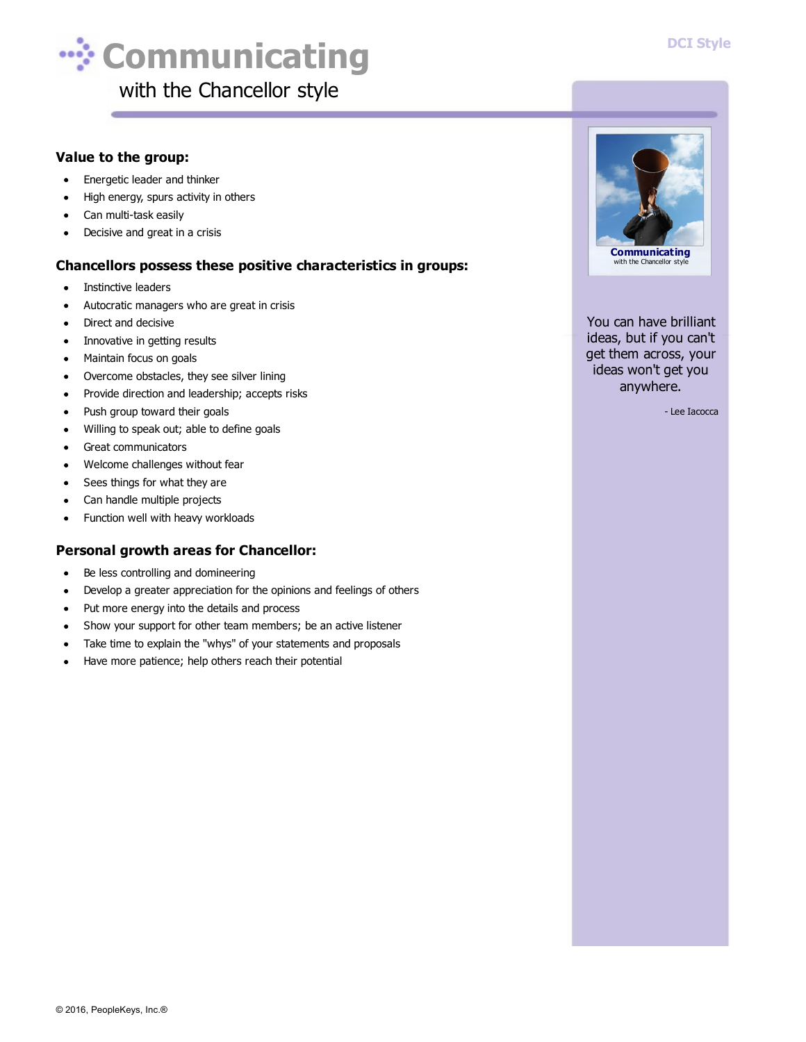# Communicating

with the Chancellor style

DCI Style

## Value to the group:

- Energetic leader and thinker
- High energy, spurs activity in others
- Can multi-task easily
- Decisive and great in a crisis

## Chancellors possess these positive characteristics in groups:

- Instinctive leaders
- Autocratic managers who are great in crisis
- Direct and decisive
- Innovative in getting results
- Maintain focus on goals
- Overcome obstacles, they see silver lining
- Provide direction and leadership; accepts risks
- Push group toward their goals
- Willing to speak out; able to define goals
- Great communicators
- Welcome challenges without fear
- Sees things for what they are
- Can handle multiple projects
- Function well with heavy workloads

## Personal growth areas for Chancellor:

- Be less controlling and domineering
- Develop a greater appreciation for the opinions and feelings of others
- Put more energy into the details and process
- Show your support for other team members; be an active listener
- Take time to explain the "whys" of your statements and proposals
- Have more patience; help others reach their potential

**Communicating**
with the Chancellor style

You can have brilliant ideas, but if you can't get them across, your ideas won't get you anywhere.

- Lee Iacocca

© 2016, PeopleKeys, Inc.®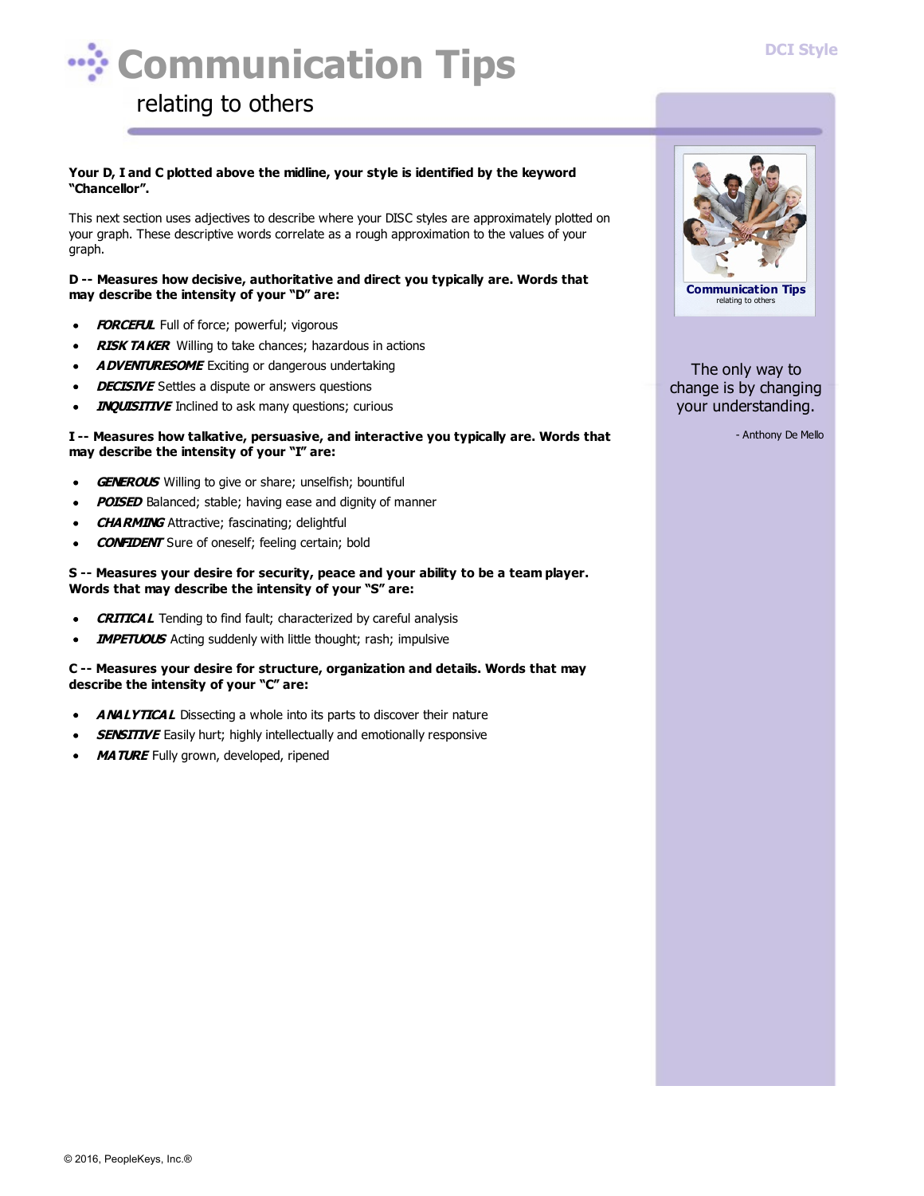# Communication Tips

## relating to others

**Your D, I and C plotted above the midline, your style is identified by the keyword "Chancellor".**

This next section uses adjectives to describe where your DISC styles are approximately plotted on your graph. These descriptive words correlate as a rough approximation to the values of your graph.

**D -- Measures how decisive, authoritative and direct you typically are. Words that may describe the intensity of your "D" are:**

- ***FORCEFUL*** Full of force; powerful; vigorous
- ***RISK TAKER*** Willing to take chances; hazardous in actions
- ***ADVENTURESOME*** Exciting or dangerous undertaking
- ***DECISIVE*** Settles a dispute or answers questions
- ***INQUISITIVE*** Inclined to ask many questions; curious

**I -- Measures how talkative, persuasive, and interactive you typically are. Words that may describe the intensity of your "I" are:**

- ***GENEROUS*** Willing to give or share; unselfish; bountiful
- ***POISED*** Balanced; stable; having ease and dignity of manner
- ***CHARMING*** Attractive; fascinating; delightful
- ***CONFIDENT*** Sure of oneself; feeling certain; bold

**S -- Measures your desire for security, peace and your ability to be a team player. Words that may describe the intensity of your "S" are:**

- ***CRITICAL*** Tending to find fault; characterized by careful analysis
- ***IMPETUOUS*** Acting suddenly with little thought; rash; impulsive

**C -- Measures your desire for structure, organization and details. Words that may describe the intensity of your "C" are:**

- ***ANALYTICAL*** Dissecting a whole into its parts to discover their nature
- ***SENSITIVE*** Easily hurt; highly intellectually and emotionally responsive
- ***MATURE*** Fully grown, developed, ripened

**Communication Tips**
relating to others

The only way to change is by changing your understanding.

- Anthony De Mello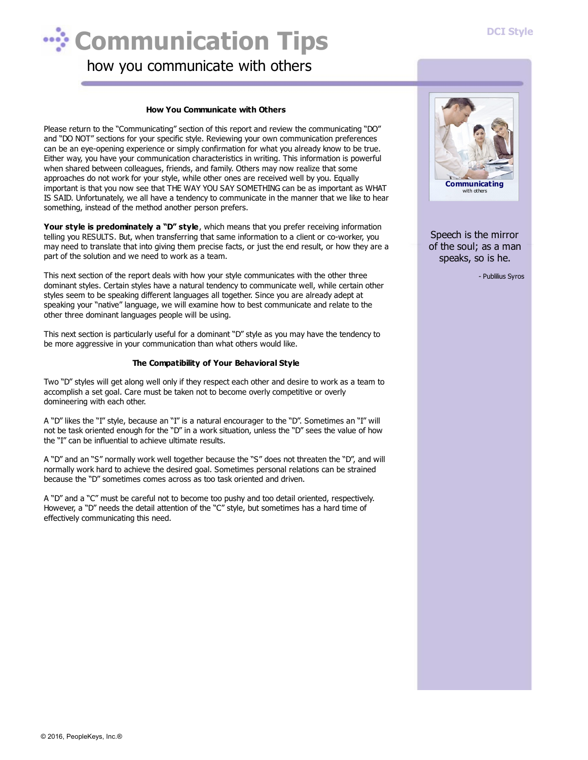# Communication Tips

how you communicate with others

### How You Communicate with Others

Please return to the "Communicating" section of this report and review the communicating "DO" and "DO NOT" sections for your specific style. Reviewing your own communication preferences can be an eye-opening experience or simply confirmation for what you already know to be true. Either way, you have your communication characteristics in writing. This information is powerful when shared between colleagues, friends, and family. Others may now realize that some approaches do not work for your style, while other ones are received well by you. Equally important is that you now see that THE WAY YOU SAY SOMETHING can be as important as WHAT IS SAID. Unfortunately, we all have a tendency to communicate in the manner that we like to hear something, instead of the method another person prefers.

**Your style is predominately a "D" style**, which means that you prefer receiving information telling you RESULTS. But, when transferring that same information to a client or co-worker, you may need to translate that into giving them precise facts, or just the end result, or how they are a part of the solution and we need to work as a team.

This next section of the report deals with how your style communicates with the other three dominant styles. Certain styles have a natural tendency to communicate well, while certain other styles seem to be speaking different languages all together. Since you are already adept at speaking your "native" language, we will examine how to best communicate and relate to the other three dominant languages people will be using.

This next section is particularly useful for a dominant "D" style as you may have the tendency to be more aggressive in your communication than what others would like.

### The Compatibility of Your Behavioral Style

Two "D" styles will get along well only if they respect each other and desire to work as a team to accomplish a set goal. Care must be taken not to become overly competitive or overly domineering with each other.

A "D" likes the "I" style, because an "I" is a natural encourager to the "D". Sometimes an "I" will not be task oriented enough for the "D" in a work situation, unless the "D" sees the value of how the "I" can be influential to achieve ultimate results.

A "D" and an "S" normally work well together because the "S" does not threaten the "D", and will normally work hard to achieve the desired goal. Sometimes personal relations can be strained because the "D" sometimes comes across as too task oriented and driven.

A "D" and a "C" must be careful not to become too pushy and too detail oriented, respectively. However, a "D" needs the detail attention of the "C" style, but sometimes has a hard time of effectively communicating this need.

**Communicating**
with others

Speech is the mirror of the soul; as a man speaks, so is he.

- Publilius Syros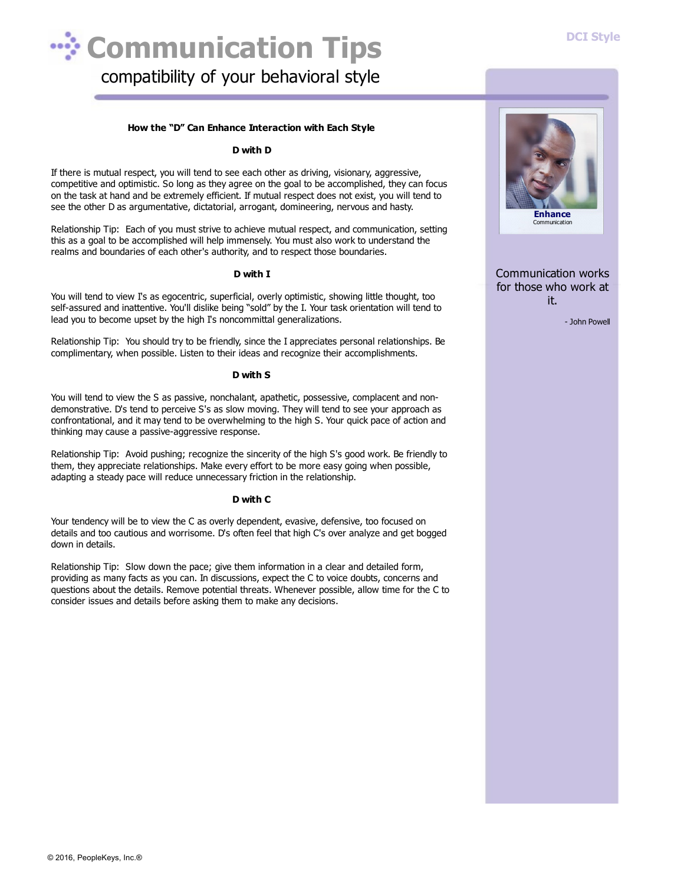# Communication Tips

compatibility of your behavioral style

### How the “D” Can Enhance Interaction with Each Style

#### D with D

If there is mutual respect, you will tend to see each other as driving, visionary, aggressive, competitive and optimistic. So long as they agree on the goal to be accomplished, they can focus on the task at hand and be extremely efficient. If mutual respect does not exist, you will tend to see the other D as argumentative, dictatorial, arrogant, domineering, nervous and hasty.

Relationship Tip: Each of you must strive to achieve mutual respect, and communication, setting this as a goal to be accomplished will help immensely. You must also work to understand the realms and boundaries of each other's authority, and to respect those boundaries.

#### D with I

You will tend to view I's as egocentric, superficial, overly optimistic, showing little thought, too self-assured and inattentive. You'll dislike being “sold” by the I. Your task orientation will tend to lead you to become upset by the high I's noncommittal generalizations.

Relationship Tip: You should try to be friendly, since the I appreciates personal relationships. Be complimentary, when possible. Listen to their ideas and recognize their accomplishments.

#### D with S

You will tend to view the S as passive, nonchalant, apathetic, possessive, complacent and non-demonstrative. D's tend to perceive S's as slow moving. They will tend to see your approach as confrontational, and it may tend to be overwhelming to the high S. Your quick pace of action and thinking may cause a passive-aggressive response.

Relationship Tip: Avoid pushing; recognize the sincerity of the high S's good work. Be friendly to them, they appreciate relationships. Make every effort to be more easy going when possible, adapting a steady pace will reduce unnecessary friction in the relationship.

#### D with C

Your tendency will be to view the C as overly dependent, evasive, defensive, too focused on details and too cautious and worrisome. D's often feel that high C's over analyze and get bogged down in details.

Relationship Tip: Slow down the pace; give them information in a clear and detailed form, providing as many facts as you can. In discussions, expect the C to voice doubts, concerns and questions about the details. Remove potential threats. Whenever possible, allow time for the C to consider issues and details before asking them to make any decisions.

**Enhance**
Communication

Communication works for those who work at it.

- John Powell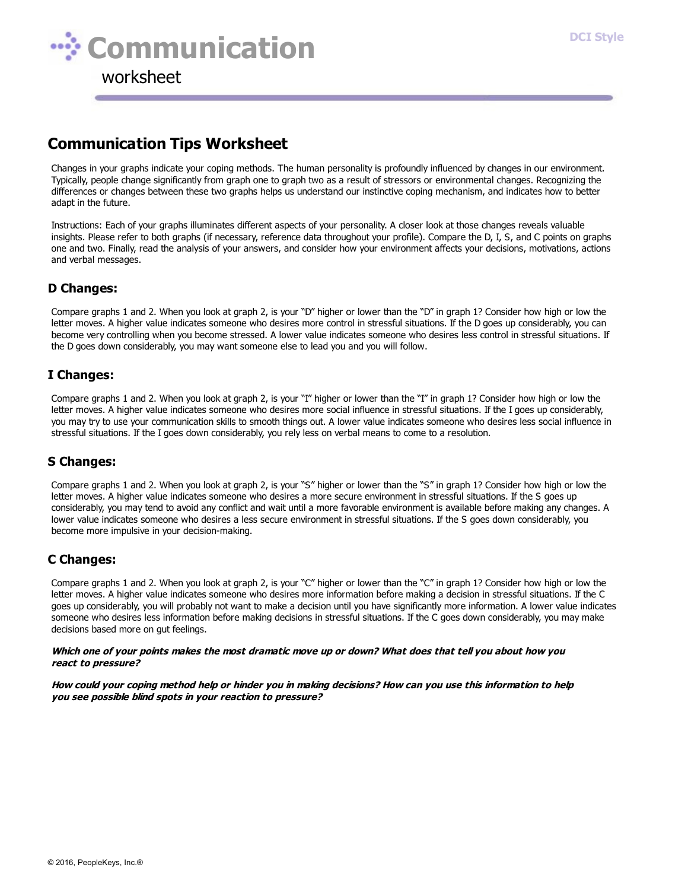# Communication

worksheet

DCI Style

## Communication Tips Worksheet

Changes in your graphs indicate your coping methods. The human personality is profoundly influenced by changes in our environment. Typically, people change significantly from graph one to graph two as a result of stressors or environmental changes. Recognizing the differences or changes between these two graphs helps us understand our instinctive coping mechanism, and indicates how to better adapt in the future.

Instructions: Each of your graphs illuminates different aspects of your personality. A closer look at those changes reveals valuable insights. Please refer to both graphs (if necessary, reference data throughout your profile). Compare the D, I, S, and C points on graphs one and two. Finally, read the analysis of your answers, and consider how your environment affects your decisions, motivations, actions and verbal messages.

### D Changes:

Compare graphs 1 and 2. When you look at graph 2, is your "D" higher or lower than the "D" in graph 1? Consider how high or low the letter moves. A higher value indicates someone who desires more control in stressful situations. If the D goes up considerably, you can become very controlling when you become stressed. A lower value indicates someone who desires less control in stressful situations. If the D goes down considerably, you may want someone else to lead you and you will follow.

### I Changes:

Compare graphs 1 and 2. When you look at graph 2, is your "I" higher or lower than the "I" in graph 1? Consider how high or low the letter moves. A higher value indicates someone who desires more social influence in stressful situations. If the I goes up considerably, you may try to use your communication skills to smooth things out. A lower value indicates someone who desires less social influence in stressful situations. If the I goes down considerably, you rely less on verbal means to come to a resolution.

### S Changes:

Compare graphs 1 and 2. When you look at graph 2, is your "S" higher or lower than the "S" in graph 1? Consider how high or low the letter moves. A higher value indicates someone who desires a more secure environment in stressful situations. If the S goes up considerably, you may tend to avoid any conflict and wait until a more favorable environment is available before making any changes. A lower value indicates someone who desires a less secure environment in stressful situations. If the S goes down considerably, you become more impulsive in your decision-making.

### C Changes:

Compare graphs 1 and 2. When you look at graph 2, is your "C" higher or lower than the "C" in graph 1? Consider how high or low the letter moves. A higher value indicates someone who desires more information before making a decision in stressful situations. If the C goes up considerably, you will probably not want to make a decision until you have significantly more information. A lower value indicates someone who desires less information before making decisions in stressful situations. If the C goes down considerably, you may make decisions based more on gut feelings.

***Which one of your points makes the most dramatic move up or down? What does that tell you about how you react to pressure?***

***How could your coping method help or hinder you in making decisions? How can you use this information to help you see possible blind spots in your reaction to pressure?***

© 2016, PeopleKeys, Inc.®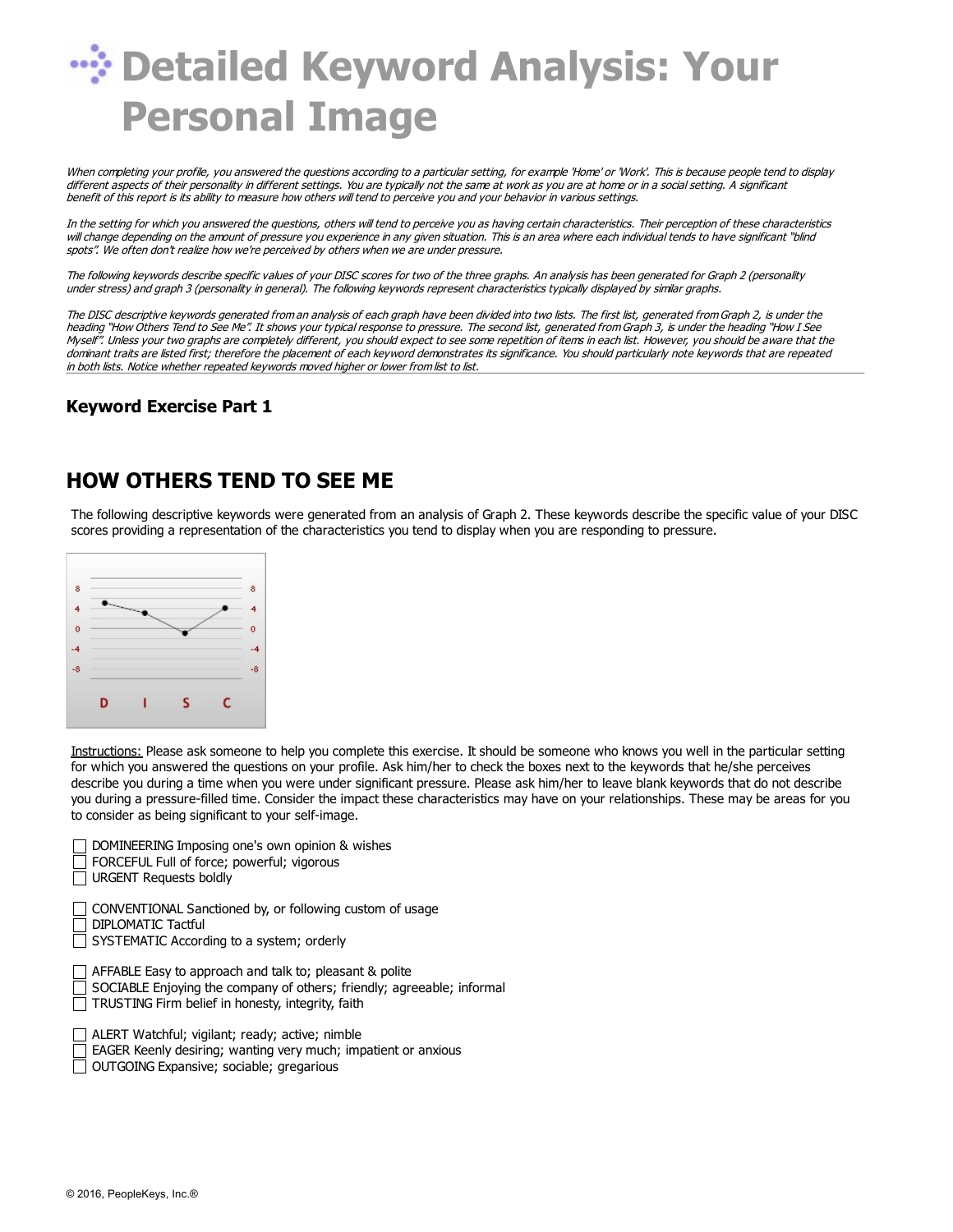# Detailed Keyword Analysis: Your Personal Image

*When completing your profile, you answered the questions according to a particular setting, for example 'Home' or 'Work'. This is because people tend to display different aspects of their personality in different settings. You are typically not the same at work as you are at home or in a social setting. A significant benefit of this report is its ability to measure how others will tend to perceive you and your behavior in various settings.*

*In the setting for which you answered the questions, others will tend to perceive you as having certain characteristics. Their perception of these characteristics will change depending on the amount of pressure you experience in any given situation. This is an area where each individual tends to have significant "blind spots". We often don't realize how we're perceived by others when we are under pressure.*

*The following keywords describe specific values of your DISC scores for two of the three graphs. An analysis has been generated for Graph 2 (personality under stress) and graph 3 (personality in general). The following keywords represent characteristics typically displayed by similar graphs.*

*The DISC descriptive keywords generated from an analysis of each graph have been divided into two lists. The first list, generated from Graph 2, is under the heading "How Others Tend to See Me". It shows your typical response to pressure. The second list, generated from Graph 3, is under the heading "How I See Myself". Unless your two graphs are completely different, you should expect to see some repetition of items in each list. However, you should be aware that the dominant traits are listed first; therefore the placement of each keyword demonstrates its significance. You should particularly note keywords that are repeated in both lists. Notice whether repeated keywords moved higher or lower from list to list.*

### Keyword Exercise Part 1

## HOW OTHERS TEND TO SEE ME

The following descriptive keywords were generated from an analysis of Graph 2. These keywords describe the specific value of your DISC scores providing a representation of the characteristics you tend to display when you are responding to pressure.

Instructions: Please ask someone to help you complete this exercise. It should be someone who knows you well in the particular setting for which you answered the questions on your profile. Ask him/her to check the boxes next to the keywords that he/she perceives describe you during a time when you were under significant pressure. Please ask him/her to leave blank keywords that do not describe you during a pressure-filled time. Consider the impact these characteristics may have on your relationships. These may be areas for you to consider as being significant to your self-image.

- ☐ DOMINEERING Imposing one's own opinion & wishes
- ☐ FORCEFUL Full of force; powerful; vigorous
- ☐ URGENT Requests boldly

- ☐ CONVENTIONAL Sanctioned by, or following custom of usage
- ☐ DIPLOMATIC Tactful
- ☐ SYSTEMATIC According to a system; orderly

- ☐ AFFABLE Easy to approach and talk to; pleasant & polite
- ☐ SOCIABLE Enjoying the company of others; friendly; agreeable; informal
- ☐ TRUSTING Firm belief in honesty, integrity, faith

- ☐ ALERT Watchful; vigilant; ready; active; nimble
- ☐ EAGER Keenly desiring; wanting very much; impatient or anxious
- ☐ OUTGOING Expansive; sociable; gregarious

© 2016, PeopleKeys, Inc.®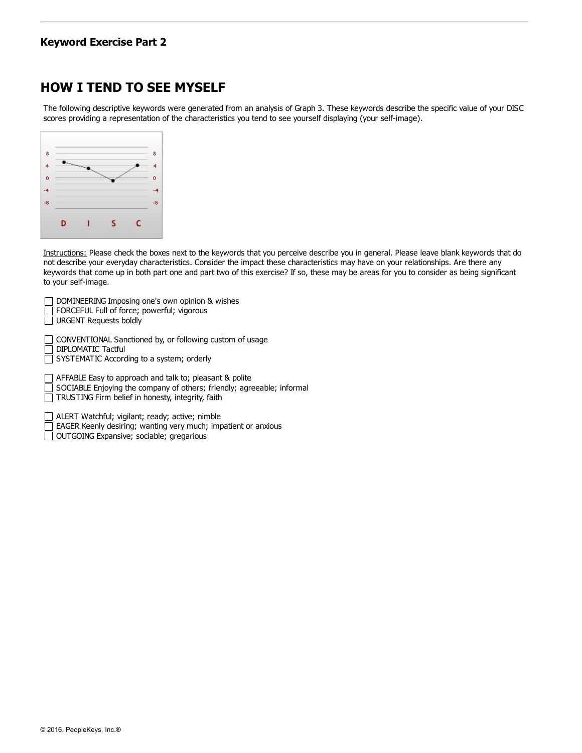## Keyword Exercise Part 2

# HOW I TEND TO SEE MYSELF

The following descriptive keywords were generated from an analysis of Graph 3. These keywords describe the specific value of your DISC scores providing a representation of the characteristics you tend to see yourself displaying (your self-image).

Instructions: Please check the boxes next to the keywords that you perceive describe you in general. Please leave blank keywords that do not describe your everyday characteristics. Consider the impact these characteristics may have on your relationships. Are there any keywords that come up in both part one and part two of this exercise? If so, these may be areas for you to consider as being significant to your self-image.

- [ ] DOMINEERING Imposing one's own opinion & wishes
- [ ] FORCEFUL Full of force; powerful; vigorous
- [ ] URGENT Requests boldly

- [ ] CONVENTIONAL Sanctioned by, or following custom of usage
- [ ] DIPLOMATIC Tactful
- [ ] SYSTEMATIC According to a system; orderly

- [ ] AFFABLE Easy to approach and talk to; pleasant & polite
- [ ] SOCIABLE Enjoying the company of others; friendly; agreeable; informal
- [ ] TRUSTING Firm belief in honesty, integrity, faith

- [ ] ALERT Watchful; vigilant; ready; active; nimble
- [ ] EAGER Keenly desiring; wanting very much; impatient or anxious
- [ ] OUTGOING Expansive; sociable; gregarious

© 2016, PeopleKeys, Inc.®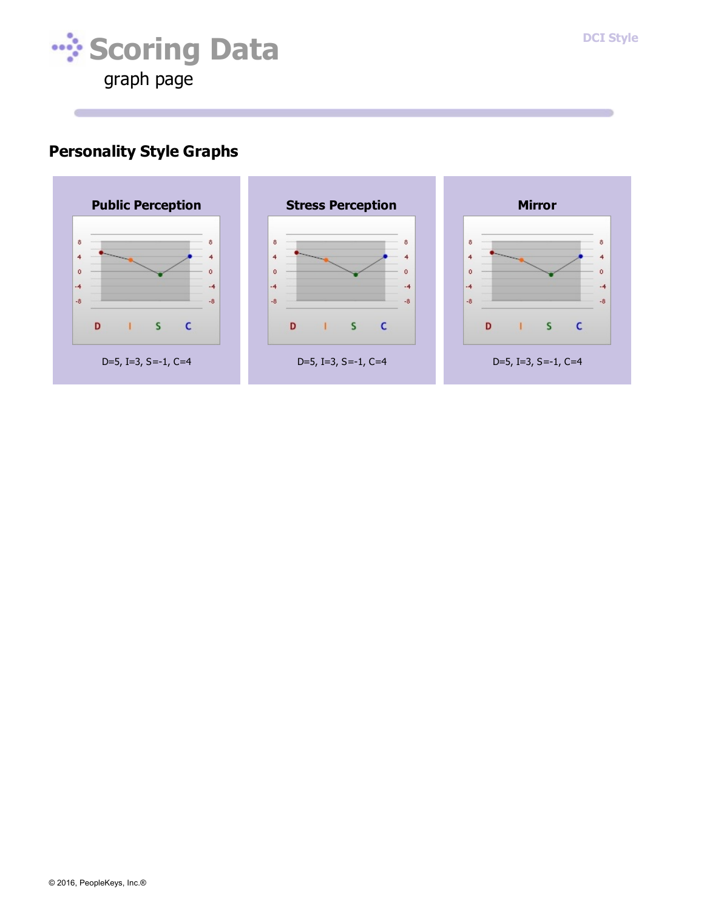# Scoring Data

graph page

## Personality Style Graphs

### Public Perception

D=5, I=3, S=-1, C=4

### Stress Perception

D=5, I=3, S=-1, C=4

### Mirror

D=5, I=3, S=-1, C=4

© 2016, PeopleKeys, Inc.®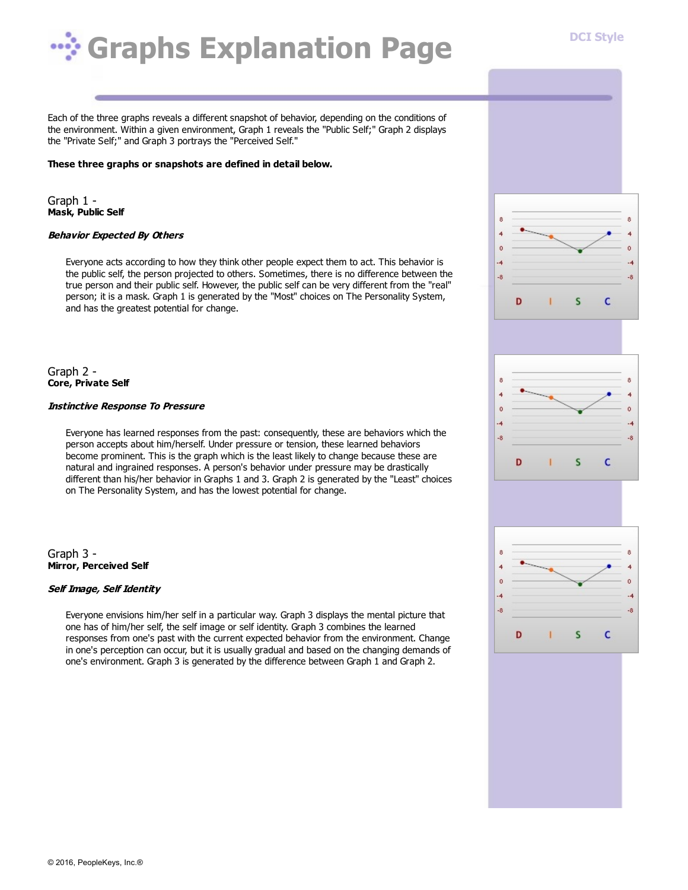# Graphs Explanation Page

Each of the three graphs reveals a different snapshot of behavior, depending on the conditions of the environment. Within a given environment, Graph 1 reveals the "Public Self;" Graph 2 displays the "Private Self;" and Graph 3 portrays the "Perceived Self."

**These three graphs or snapshots are defined in detail below.**

## Graph 1 -
**Mask, Public Self**

***Behavior Expected By Others***

Everyone acts according to how they think other people expect them to act. This behavior is the public self, the person projected to others. Sometimes, there is no difference between the true person and their public self. However, the public self can be very different from the "real" person; it is a mask. Graph 1 is generated by the "Most" choices on The Personality System, and has the greatest potential for change.

## Graph 2 -
**Core, Private Self**

***Instinctive Response To Pressure***

Everyone has learned responses from the past: consequently, these are behaviors which the person accepts about him/herself. Under pressure or tension, these learned behaviors become prominent. This is the graph which is the least likely to change because these are natural and ingrained responses. A person's behavior under pressure may be drastically different than his/her behavior in Graphs 1 and 3. Graph 2 is generated by the "Least" choices on The Personality System, and has the lowest potential for change.

## Graph 3 -
**Mirror, Perceived Self**

***Self Image, Self Identity***

Everyone envisions him/her self in a particular way. Graph 3 displays the mental picture that one has of him/her self, the self image or self identity. Graph 3 combines the learned responses from one's past with the current expected behavior from the environment. Change in one's perception can occur, but it is usually gradual and based on the changing demands of one's environment. Graph 3 is generated by the difference between Graph 1 and Graph 2.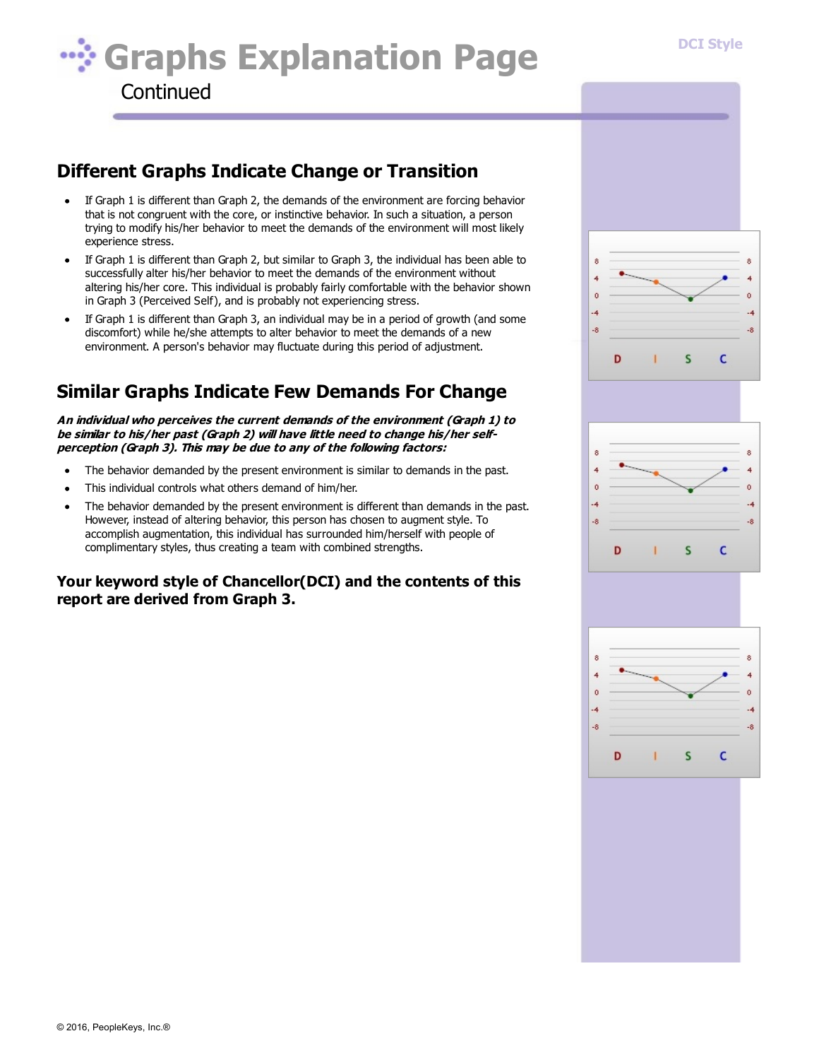# Graphs Explanation Page

Continued

## Different Graphs Indicate Change or Transition

- If Graph 1 is different than Graph 2, the demands of the environment are forcing behavior that is not congruent with the core, or instinctive behavior. In such a situation, a person trying to modify his/her behavior to meet the demands of the environment will most likely experience stress.
- If Graph 1 is different than Graph 2, but similar to Graph 3, the individual has been able to successfully alter his/her behavior to meet the demands of the environment without altering his/her core. This individual is probably fairly comfortable with the behavior shown in Graph 3 (Perceived Self), and is probably not experiencing stress.
- If Graph 1 is different than Graph 3, an individual may be in a period of growth (and some discomfort) while he/she attempts to alter behavior to meet the demands of a new environment. A person's behavior may fluctuate during this period of adjustment.

8 4 0 -4 -8
D I S C

## Similar Graphs Indicate Few Demands For Change

***An individual who perceives the current demands of the environment (Graph 1) to be similar to his/her past (Graph 2) will have little need to change his/her self-perception (Graph 3). This may be due to any of the following factors:***

- The behavior demanded by the present environment is similar to demands in the past.
- This individual controls what others demand of him/her.
- The behavior demanded by the present environment is different than demands in the past. However, instead of altering behavior, this person has chosen to augment style. To accomplish augmentation, this individual has surrounded him/herself with people of complimentary styles, thus creating a team with combined strengths.

8 4 0 -4 -8
D I S C

**Your keyword style of Chancellor(DCI) and the contents of this report are derived from Graph 3.**

8 4 0 -4 -8
D I S C

© 2016, PeopleKeys, Inc.®